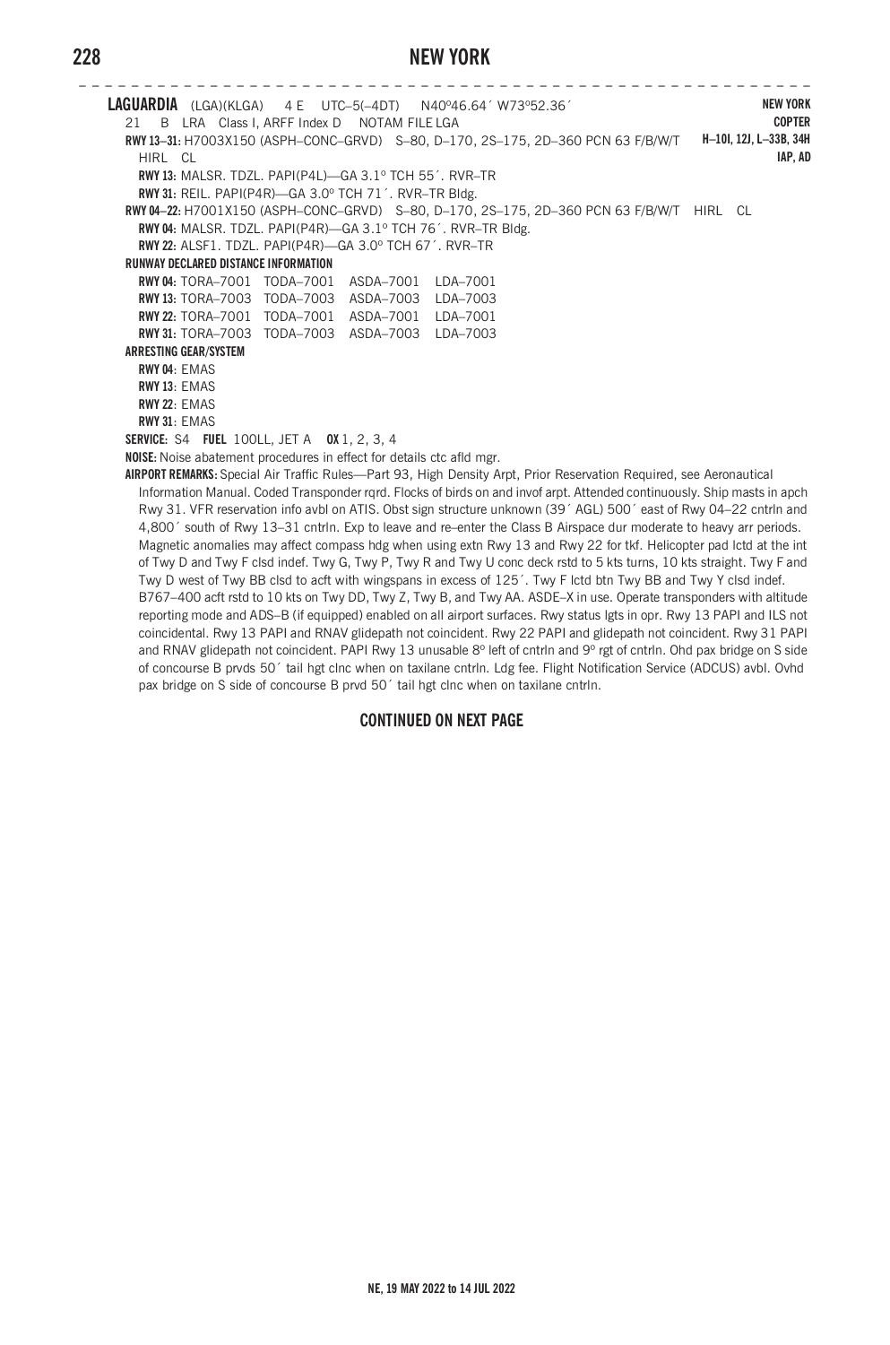**LAGUARDIA** (LGA)(KLGA) 4 E UTC–5(–4DT) N40°46.64´ W73°52.36´ **NEW YORK**
21 B LRA Class I, ARFF Index D NOTAM FILE LGA **COPTER**
**RWY 13–31:** H7003X150 (ASPH–CONC–GRVD) S–80, D–170, 2S–175, 2D–360 PCN 63 F/B/W/T HIRL CL **H–10I, 12J, L–33B, 34H**
**IAP, AD**
**RWY 13:** MALSR. TDZL. PAPI(P4L)—GA 3.1° TCH 55´. RVR–TR
**RWY 31:** REIL. PAPI(P4R)—GA 3.0° TCH 71´. RVR–TR Bldg.
**RWY 04–22:** H7001X150 (ASPH–CONC–GRVD) S–80, D–170, 2S–175, 2D–360 PCN 63 F/B/W/T HIRL CL
**RWY 04:** MALSR. TDZL. PAPI(P4R)—GA 3.1° TCH 76´. RVR–TR Bldg.
**RWY 22:** ALSF1. TDZL. PAPI(P4R)—GA 3.0° TCH 67´. RVR–TR
**RUNWAY DECLARED DISTANCE INFORMATION**
**RWY 04:** TORA–7001 TODA–7001 ASDA–7001 LDA–7001
**RWY 13:** TORA–7003 TODA–7003 ASDA–7003 LDA–7003
**RWY 22:** TORA–7001 TODA–7001 ASDA–7001 LDA–7001
**RWY 31:** TORA–7003 TODA–7003 ASDA–7003 LDA–7003
**ARRESTING GEAR/SYSTEM**
**RWY 04**: EMAS
**RWY 13**: EMAS
**RWY 22**: EMAS
**RWY 31**: EMAS
**SERVICE:** S4 **FUEL** 100LL, JET A **OX** 1, 2, 3, 4
**NOISE:** Noise abatement procedures in effect for details ctc afld mgr.
**AIRPORT REMARKS:** Special Air Traffic Rules—Part 93, High Density Arpt, Prior Reservation Required, see Aeronautical Information Manual. Coded Transponder rqrd. Flocks of birds on and invof arpt. Attended continuously. Ship masts in apch Rwy 31. VFR reservation info avbl on ATIS. Obst sign structure unknown (39´ AGL) 500´ east of Rwy 04–22 cntrln and 4,800´ south of Rwy 13–31 cntrln. Exp to leave and re–enter the Class B Airspace dur moderate to heavy arr periods. Magnetic anomalies may affect compass hdg when using extn Rwy 13 and Rwy 22 for tkf. Helicopter pad lctd at the int of Twy D and Twy F clsd indef. Twy G, Twy P, Twy R and Twy U conc deck rstd to 5 kts turns, 10 kts straight. Twy F and Twy D west of Twy BB clsd to acft with wingspans in excess of 125´. Twy F lctd btn Twy BB and Twy Y clsd indef. B767–400 acft rstd to 10 kts on Twy DD, Twy Z, Twy B, and Twy AA. ASDE–X in use. Operate transponders with altitude reporting mode and ADS–B (if equipped) enabled on all airport surfaces. Rwy status lgts in opr. Rwy 13 PAPI and ILS not coincidental. Rwy 13 PAPI and RNAV glidepath not coincident. Rwy 22 PAPI and glidepath not coincident. Rwy 31 PAPI and RNAV glidepath not coincident. PAPI Rwy 13 unusable 8° left of cntrln and 9° rgt of cntrln. Ohd pax bridge on S side of concourse B prvds 50´ tail hgt clnc when on taxilane cntrln. Ldg fee. Flight Notification Service (ADCUS) avbl. Ovhd pax bridge on S side of concourse B prvd 50´ tail hgt clnc when on taxilane cntrln.

**CONTINUED ON NEXT PAGE**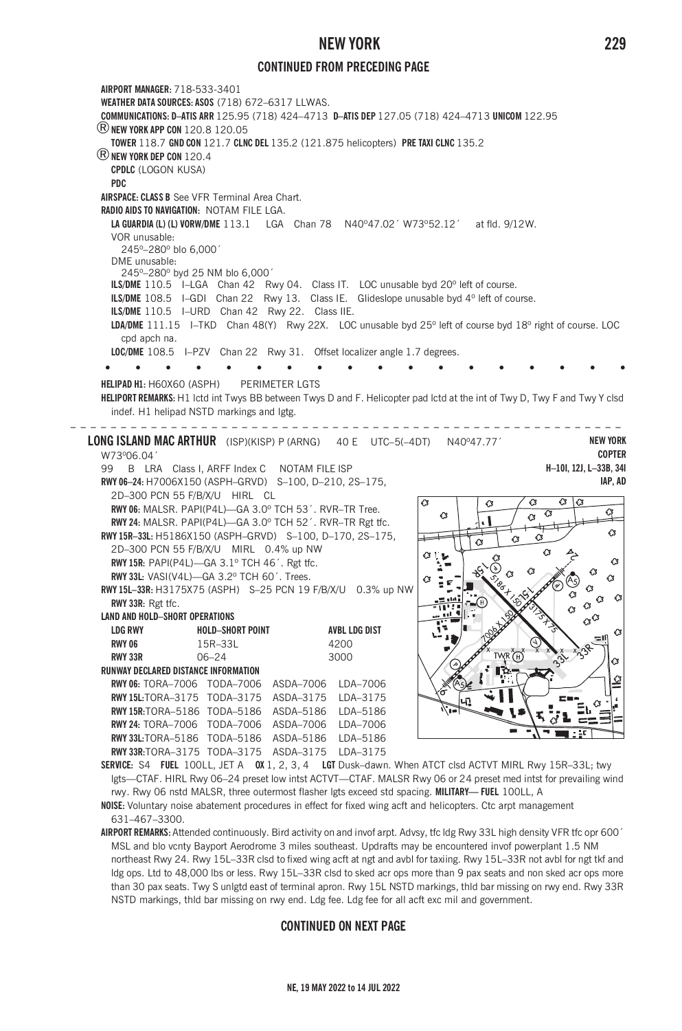## CONTINUED FROM PRECEDING PAGE

**AIRPORT MANAGER:** 718-533-3401

**WEATHER DATA SOURCES: ASOS** (718) 672–6317 LLWAS.

**COMMUNICATIONS: D–ATIS ARR** 125.95 (718) 424–4713 **D–ATIS DEP** 127.05 (718) 424–4713 **UNICOM** 122.95

®**NEW YORK APP CON** 120.8 120.05

**TOWER** 118.7 **GND CON** 121.7 **CLNC DEL** 135.2 (121.875 helicopters) **PRE TAXI CLNC** 135.2

®**NEW YORK DEP CON** 120.4

**CPDLC** (LOGON KUSA)

**PDC**

**AIRSPACE: CLASS B** See VFR Terminal Area Chart.

**RADIO AIDS TO NAVIGATION:** NOTAM FILE LGA.

**LA GUARDIA (L) (L) VORW/DME** 113.1 LGA Chan 78 N40°47.02´ W73°52.12´ at fld. 9/12W.

VOR unusable:
245°–280° blo 6,000´

DME unusable:
245°–280° byd 25 NM blo 6,000´

**ILS/DME** 110.5 I–LGA Chan 42 Rwy 04. Class IT. LOC unusable byd 20° left of course.

**ILS/DME** 108.5 I–GDI Chan 22 Rwy 13. Class IE. Glideslope unusable byd 4° left of course.

**ILS/DME** 110.5 I–URD Chan 42 Rwy 22. Class IIE.

**LDA/DME** 111.15 I–TKD Chan 48(Y) Rwy 22X. LOC unusable byd 25° left of course byd 18° right of course. LOC cpd apch na.

**LOC/DME** 108.5 I–PZV Chan 22 Rwy 31. Offset localizer angle 1.7 degrees.

• • • • • • • • • • • • • • • • • •

**HELIPAD H1:** H60X60 (ASPH) PERIMETER LGTS

**HELIPORT REMARKS:** H1 lctd int Twys BB between Twys D and F. Helicopter pad lctd at the int of Twy D, Twy F and Twy Y clsd indef. H1 helipad NSTD markings and lgtg.

---

## LONG ISLAND MAC ARTHUR (ISP)(KISP) P (ARNG) 40 E UTC–5(–4DT) N40°47.77´ W73°06.04´

**NEW YORK**
**COPTER**
**H–10I, 12J, L–33B, 34I**
**IAP, AD**

99 B LRA Class I, ARFF Index C NOTAM FILE ISP

**RWY 06–24:** H7006X150 (ASPH–GRVD) S–100, D–210, 2S–175, 2D–300 PCN 55 F/B/X/U HIRL CL

**RWY 06:** MALSR. PAPI(P4L)—GA 3.0° TCH 53´. RVR–TR Tree.

**RWY 24:** MALSR. PAPI(P4L)—GA 3.0° TCH 52´. RVR–TR Rgt tfc.

**RWY 15R–33L:** H5186X150 (ASPH–GRVD) S–100, D–170, 2S–175, 2D–300 PCN 55 F/B/X/U MIRL 0.4% up NW

**RWY 15R:** PAPI(P4L)—GA 3.1° TCH 46´. Rgt tfc.

**RWY 33L:** VASI(V4L)—GA 3.2° TCH 60´. Trees.

**RWY 15L–33R:** H3175X75 (ASPH) S–25 PCN 19 F/B/X/U 0.3% up NW

**RWY 33R:** Rgt tfc.

**LAND AND HOLD–SHORT OPERATIONS**

| LDG RWY | HOLD–SHORT POINT | AVBL LDG DIST |
|---|---|---|
| RWY 06 | 15R–33L | 4200 |
| RWY 33R | 06–24 | 3000 |

**RUNWAY DECLARED DISTANCE INFORMATION**

| | | | | |
|---|---|---|---|---|
| **RWY 06:** | TORA–7006 | TODA–7006 | ASDA–7006 | LDA–7006 |
| **RWY 15L:** | TORA–3175 | TODA–3175 | ASDA–3175 | LDA–3175 |
| **RWY 15R:** | TORA–5186 | TODA–5186 | ASDA–5186 | LDA–5186 |
| **RWY 24:** | TORA–7006 | TODA–7006 | ASDA–7006 | LDA–7006 |
| **RWY 33L:** | TORA–5186 | TODA–5186 | ASDA–5186 | LDA–5186 |
| **RWY 33R:** | TORA–3175 | TODA–3175 | ASDA–3175 | LDA–3175 |

**SERVICE:** S4 **FUEL** 100LL, JET A **OX** 1, 2, 3, 4 **LGT** Dusk–dawn. When ATCT clsd ACTVT MIRL Rwy 15R–33L; twy lgts—CTAF. HIRL Rwy 06–24 preset low intst ACTVT—CTAF. MALSR Rwy 06 or 24 preset med intst for prevailing wind rwy. Rwy 06 nstd MALSR, three outermost flasher lgts exceed std spacing. **MILITARY— FUEL** 100LL, A

**NOISE:** Voluntary noise abatement procedures in effect for fixed wing acft and helicopters. Ctc arpt management 631–467–3300.

**AIRPORT REMARKS:** Attended continuously. Bird activity on and invof arpt. Advsy, tfc ldg Rwy 33L high density VFR tfc opr 600´ MSL and blo vcnty Bayport Aerodrome 3 miles southeast. Updrafts may be encountered invof powerplant 1.5 NM northeast Rwy 24. Rwy 15L–33R clsd to fixed wing acft at ngt and avbl for taxiing. Rwy 15L–33R not avbl for ngt tkf and ldg ops. Ltd to 48,000 lbs or less. Rwy 15L–33R clsd to sked acr ops more than 9 pax seats and non sked acr ops more than 30 pax seats. Twy S unlgtd east of terminal apron. Rwy 15L NSTD markings, thld bar missing on rwy end. Rwy 33R NSTD markings, thld bar missing on rwy end. Ldg fee. Ldg fee for all acft exc mil and government.

## CONTINUED ON NEXT PAGE